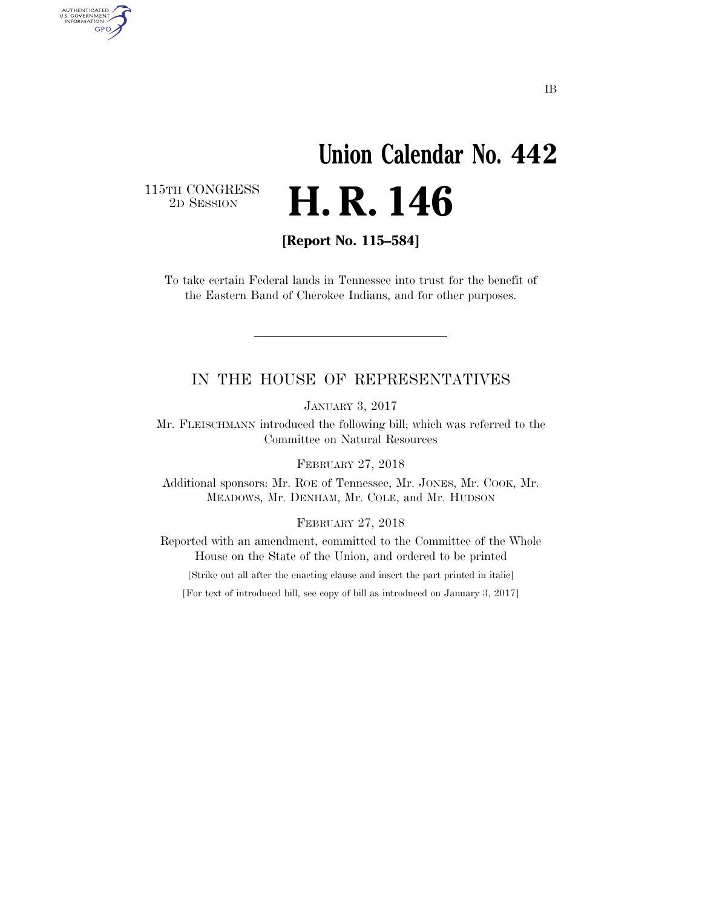IB

# Union Calendar No. 442

115TH CONGRESS
2D SESSION

# H. R. 146

**[Report No. 115–584]**

To take certain Federal lands in Tennessee into trust for the benefit of the Eastern Band of Cherokee Indians, and for other purposes.

---

## IN THE HOUSE OF REPRESENTATIVES

JANUARY 3, 2017

Mr. FLEISCHMANN introduced the following bill; which was referred to the Committee on Natural Resources

FEBRUARY 27, 2018

Additional sponsors: Mr. ROE of Tennessee, Mr. JONES, Mr. COOK, Mr. MEADOWS, Mr. DENHAM, Mr. COLE, and Mr. HUDSON

FEBRUARY 27, 2018

Reported with an amendment, committed to the Committee of the Whole House on the State of the Union, and ordered to be printed

[Strike out all after the enacting clause and insert the part printed in italic]

[For text of introduced bill, see copy of bill as introduced on January 3, 2017]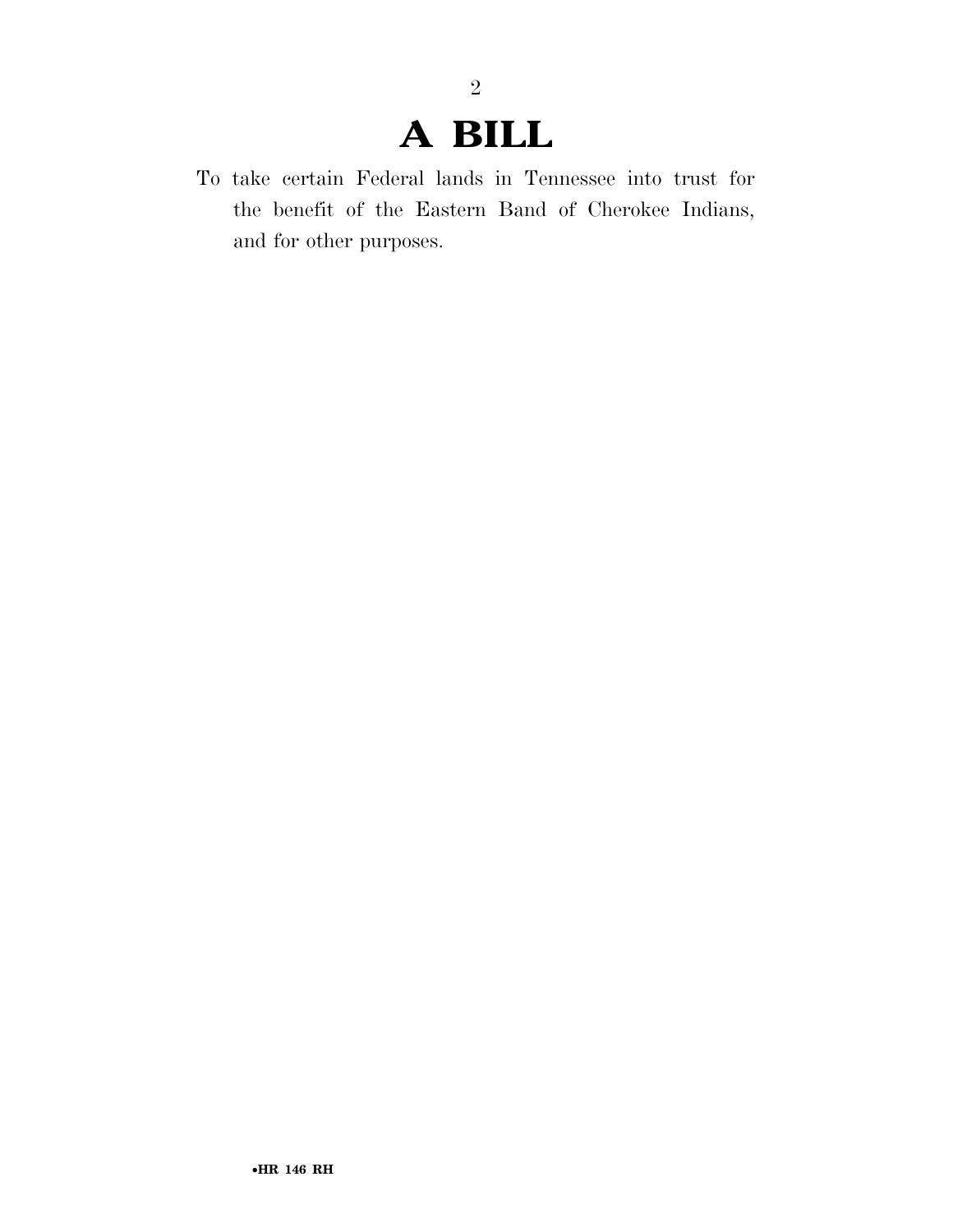# A BILL

To take certain Federal lands in Tennessee into trust for the benefit of the Eastern Band of Cherokee Indians, and for other purposes.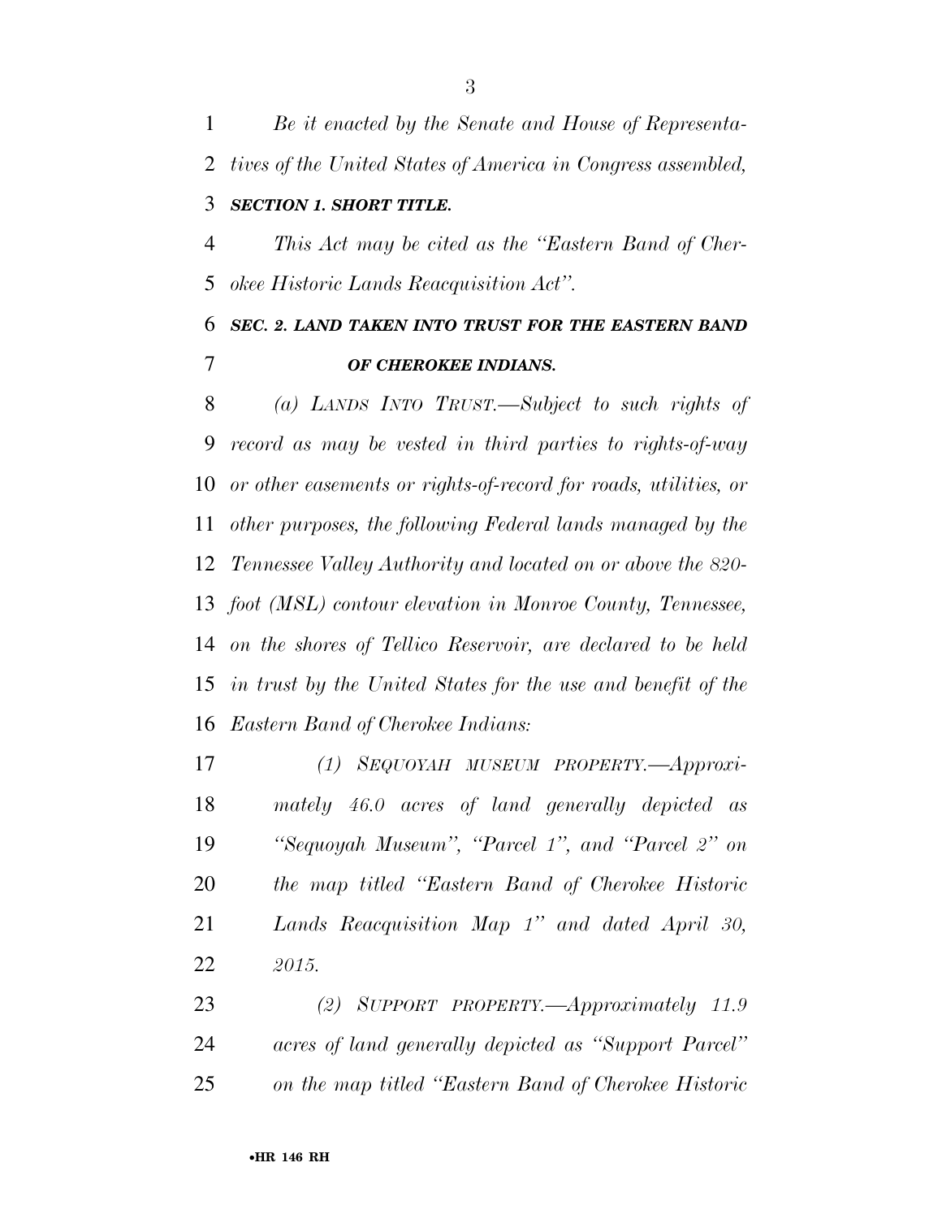*Be it enacted by the Senate and House of Representatives of the United States of America in Congress assembled,*

***SECTION 1. SHORT TITLE.***

*This Act may be cited as the "Eastern Band of Cherokee Historic Lands Reacquisition Act".*

***SEC. 2. LAND TAKEN INTO TRUST FOR THE EASTERN BAND OF CHEROKEE INDIANS.***

*(a) LANDS INTO TRUST.—Subject to such rights of record as may be vested in third parties to rights-of-way or other easements or rights-of-record for roads, utilities, or other purposes, the following Federal lands managed by the Tennessee Valley Authority and located on or above the 820-foot (MSL) contour elevation in Monroe County, Tennessee, on the shores of Tellico Reservoir, are declared to be held in trust by the United States for the use and benefit of the Eastern Band of Cherokee Indians:*

*(1) SEQUOYAH MUSEUM PROPERTY.—Approximately 46.0 acres of land generally depicted as "Sequoyah Museum", "Parcel 1", and "Parcel 2" on the map titled "Eastern Band of Cherokee Historic Lands Reacquisition Map 1" and dated April 30, 2015.*

*(2) SUPPORT PROPERTY.—Approximately 11.9 acres of land generally depicted as "Support Parcel" on the map titled "Eastern Band of Cherokee Historic*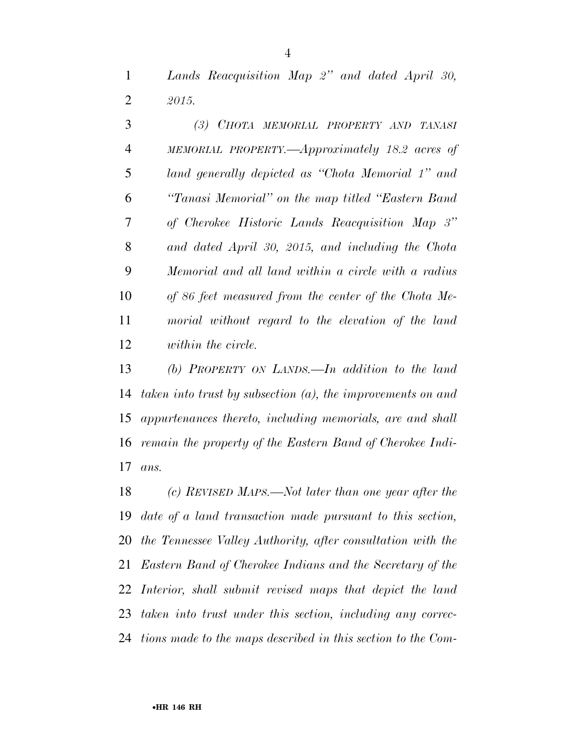*Lands Reacquisition Map 2" and dated April 30, 2015.*

*(3) CHOTA MEMORIAL PROPERTY AND TANASI MEMORIAL PROPERTY.—Approximately 18.2 acres of land generally depicted as "Chota Memorial 1" and "Tanasi Memorial" on the map titled "Eastern Band of Cherokee Historic Lands Reacquisition Map 3" and dated April 30, 2015, and including the Chota Memorial and all land within a circle with a radius of 86 feet measured from the center of the Chota Memorial without regard to the elevation of the land within the circle.*

*(b) PROPERTY ON LANDS.—In addition to the land taken into trust by subsection (a), the improvements on and appurtenances thereto, including memorials, are and shall remain the property of the Eastern Band of Cherokee Indians.*

*(c) REVISED MAPS.—Not later than one year after the date of a land transaction made pursuant to this section, the Tennessee Valley Authority, after consultation with the Eastern Band of Cherokee Indians and the Secretary of the Interior, shall submit revised maps that depict the land taken into trust under this section, including any corrections made to the maps described in this section to the Com-*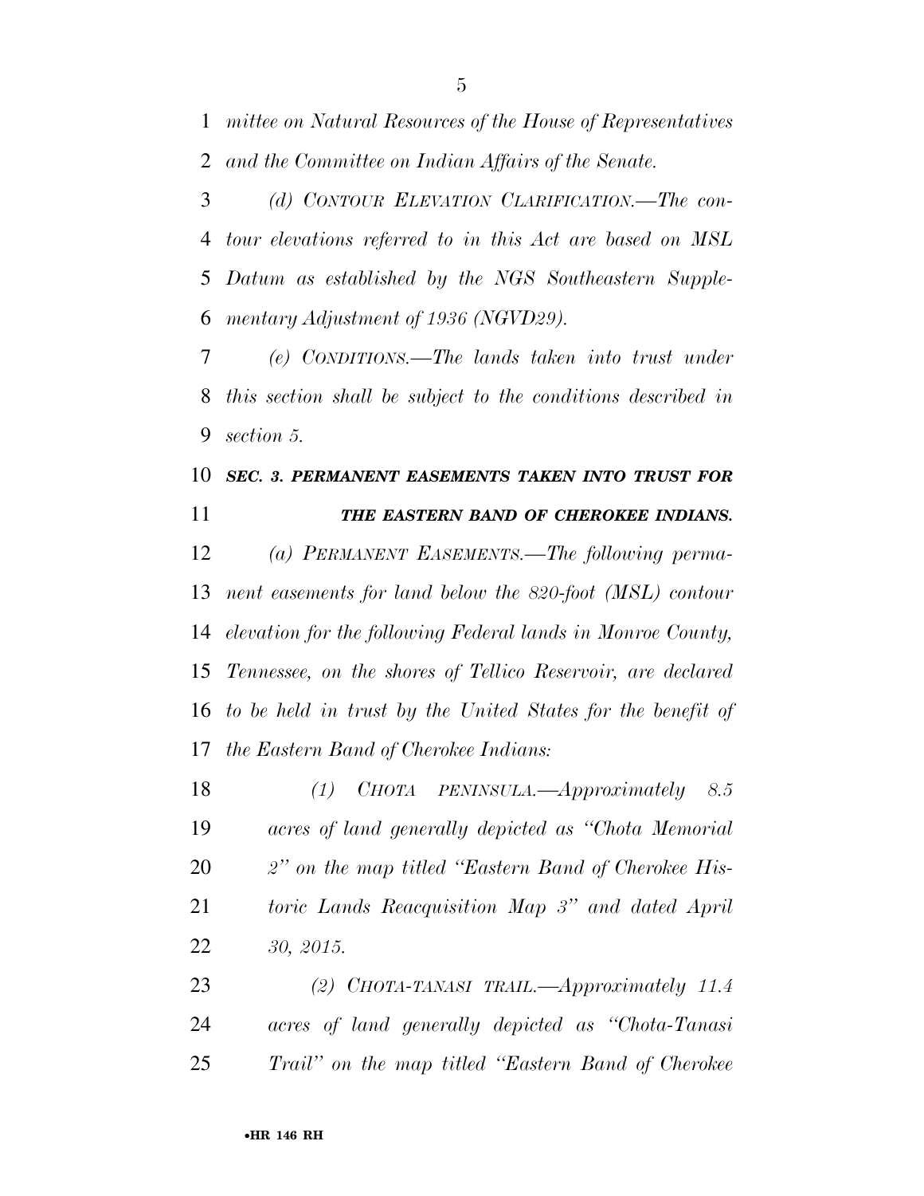*mittee on Natural Resources of the House of Representatives and the Committee on Indian Affairs of the Senate.*

*(d) CONTOUR ELEVATION CLARIFICATION.—The contour elevations referred to in this Act are based on MSL Datum as established by the NGS Southeastern Supplementary Adjustment of 1936 (NGVD29).*

*(e) CONDITIONS.—The lands taken into trust under this section shall be subject to the conditions described in section 5.*

### ***SEC. 3. PERMANENT EASEMENTS TAKEN INTO TRUST FOR THE EASTERN BAND OF CHEROKEE INDIANS.***

*(a) PERMANENT EASEMENTS.—The following permanent easements for land below the 820-foot (MSL) contour elevation for the following Federal lands in Monroe County, Tennessee, on the shores of Tellico Reservoir, are declared to be held in trust by the United States for the benefit of the Eastern Band of Cherokee Indians:*

*(1) CHOTA PENINSULA.—Approximately 8.5 acres of land generally depicted as "Chota Memorial 2" on the map titled "Eastern Band of Cherokee Historic Lands Reacquisition Map 3" and dated April 30, 2015.*

*(2) CHOTA-TANASI TRAIL.—Approximately 11.4 acres of land generally depicted as "Chota-Tanasi Trail" on the map titled "Eastern Band of Cherokee*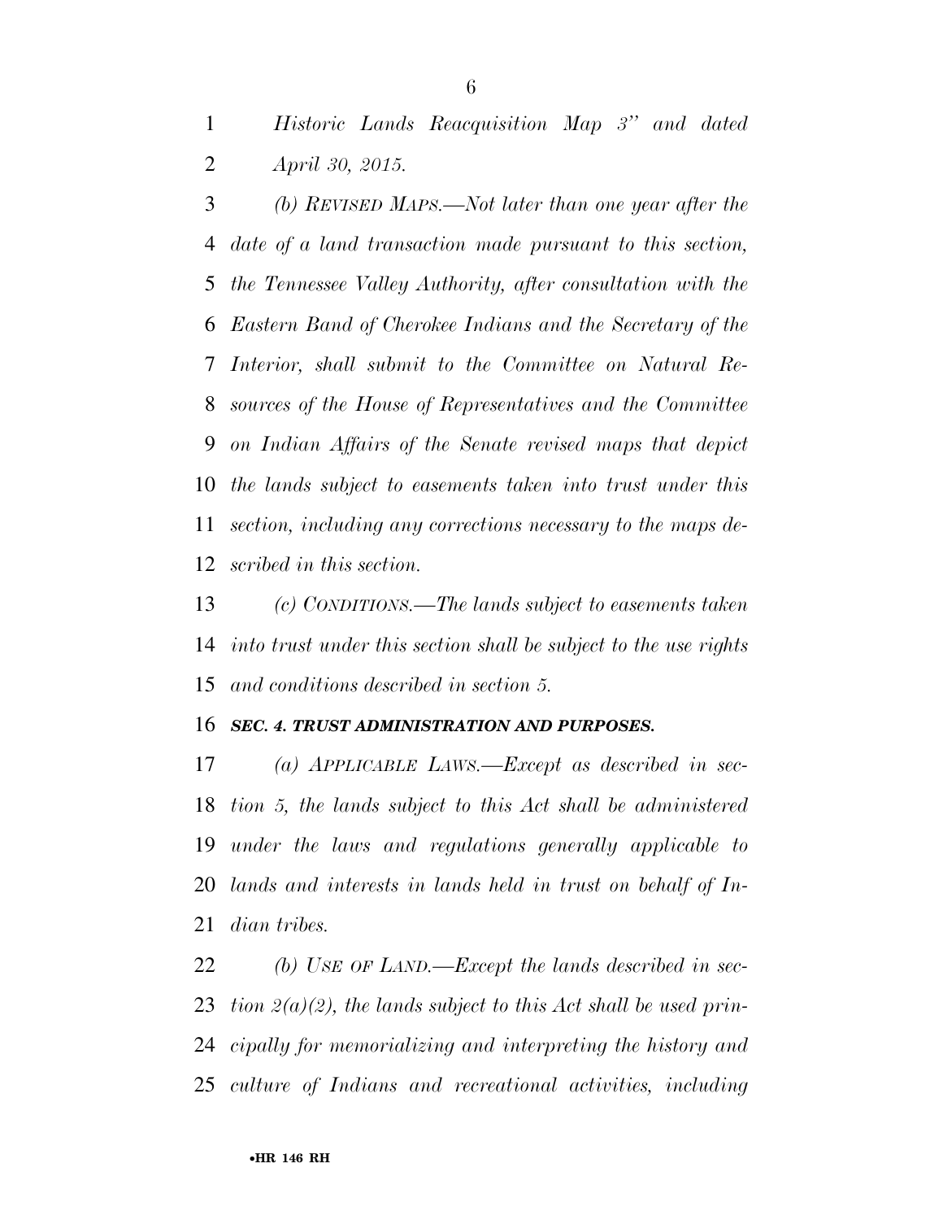*Historic Lands Reacquisition Map 3" and dated April 30, 2015.*

*(b) REVISED MAPS.—Not later than one year after the date of a land transaction made pursuant to this section, the Tennessee Valley Authority, after consultation with the Eastern Band of Cherokee Indians and the Secretary of the Interior, shall submit to the Committee on Natural Resources of the House of Representatives and the Committee on Indian Affairs of the Senate revised maps that depict the lands subject to easements taken into trust under this section, including any corrections necessary to the maps described in this section.*

*(c) CONDITIONS.—The lands subject to easements taken into trust under this section shall be subject to the use rights and conditions described in section 5.*

***SEC. 4. TRUST ADMINISTRATION AND PURPOSES.***

*(a) APPLICABLE LAWS.—Except as described in section 5, the lands subject to this Act shall be administered under the laws and regulations generally applicable to lands and interests in lands held in trust on behalf of Indian tribes.*

*(b) USE OF LAND.—Except the lands described in section 2(a)(2), the lands subject to this Act shall be used principally for memorializing and interpreting the history and culture of Indians and recreational activities, including*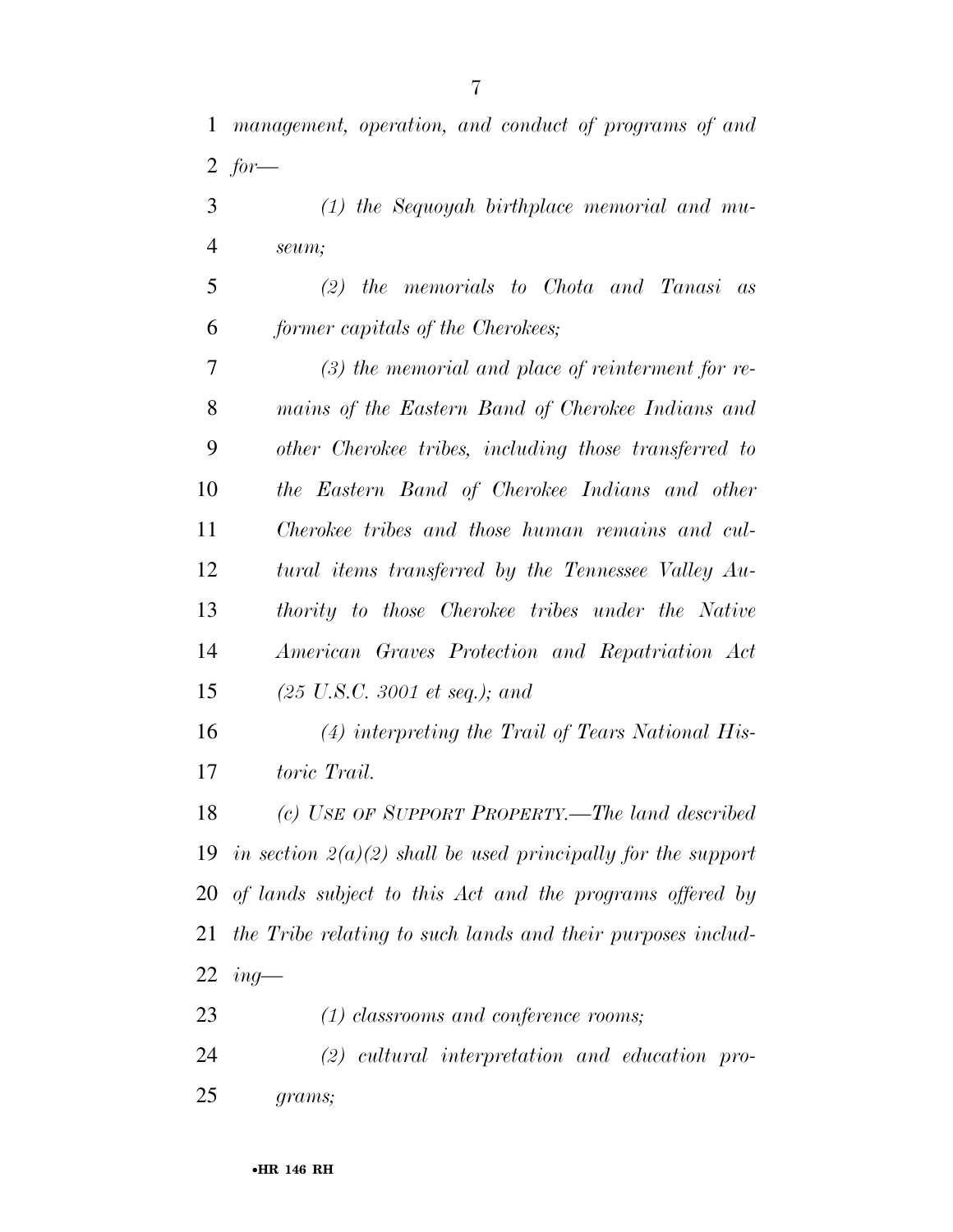*management, operation, and conduct of programs of and for—*

*(1) the Sequoyah birthplace memorial and museum;*

*(2) the memorials to Chota and Tanasi as former capitals of the Cherokees;*

*(3) the memorial and place of reinterment for remains of the Eastern Band of Cherokee Indians and other Cherokee tribes, including those transferred to the Eastern Band of Cherokee Indians and other Cherokee tribes and those human remains and cultural items transferred by the Tennessee Valley Authority to those Cherokee tribes under the Native American Graves Protection and Repatriation Act (25 U.S.C. 3001 et seq.); and*

*(4) interpreting the Trail of Tears National Historic Trail.*

*(c) USE OF SUPPORT PROPERTY.—The land described in section 2(a)(2) shall be used principally for the support of lands subject to this Act and the programs offered by the Tribe relating to such lands and their purposes including—*

*(1) classrooms and conference rooms;*

*(2) cultural interpretation and education programs;*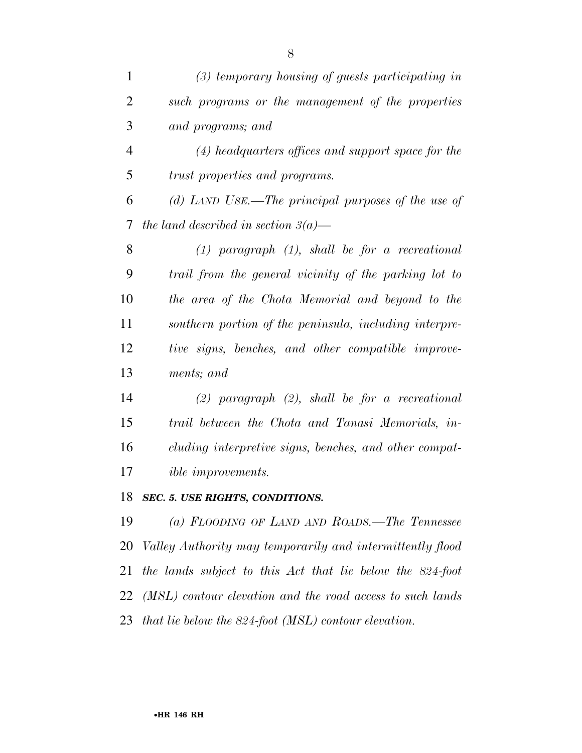*(3) temporary housing of guests participating in such programs or the management of the properties and programs; and*

*(4) headquarters offices and support space for the trust properties and programs.*

*(d) LAND USE.—The principal purposes of the use of the land described in section 3(a)—*

*(1) paragraph (1), shall be for a recreational trail from the general vicinity of the parking lot to the area of the Chota Memorial and beyond to the southern portion of the peninsula, including interpretive signs, benches, and other compatible improvements; and*

*(2) paragraph (2), shall be for a recreational trail between the Chota and Tanasi Memorials, including interpretive signs, benches, and other compatible improvements.*

***SEC. 5. USE RIGHTS, CONDITIONS.***

*(a) FLOODING OF LAND AND ROADS.—The Tennessee Valley Authority may temporarily and intermittently flood the lands subject to this Act that lie below the 824-foot (MSL) contour elevation and the road access to such lands that lie below the 824-foot (MSL) contour elevation.*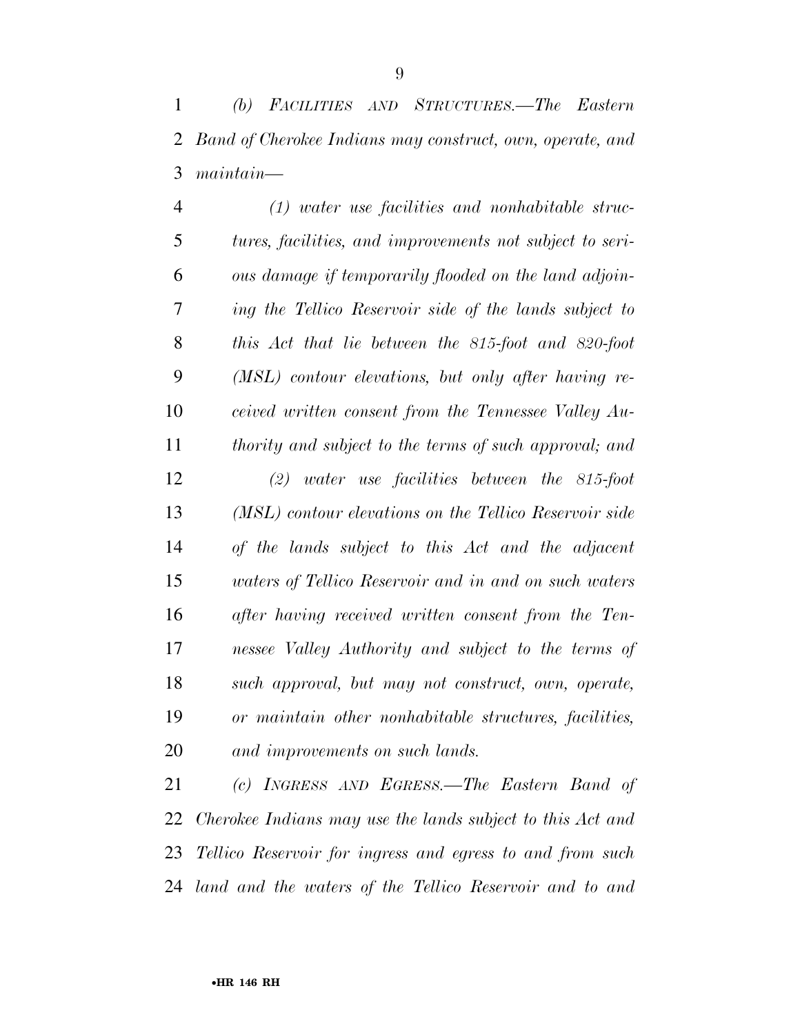*(b) Facilities and Structures.—The Eastern Band of Cherokee Indians may construct, own, operate, and maintain—*

*(1) water use facilities and nonhabitable structures, facilities, and improvements not subject to serious damage if temporarily flooded on the land adjoining the Tellico Reservoir side of the lands subject to this Act that lie between the 815-foot and 820-foot (MSL) contour elevations, but only after having received written consent from the Tennessee Valley Authority and subject to the terms of such approval; and*

*(2) water use facilities between the 815-foot (MSL) contour elevations on the Tellico Reservoir side of the lands subject to this Act and the adjacent waters of Tellico Reservoir and in and on such waters after having received written consent from the Tennessee Valley Authority and subject to the terms of such approval, but may not construct, own, operate, or maintain other nonhabitable structures, facilities, and improvements on such lands.*

*(c) Ingress and Egress.—The Eastern Band of Cherokee Indians may use the lands subject to this Act and Tellico Reservoir for ingress and egress to and from such land and the waters of the Tellico Reservoir and to and*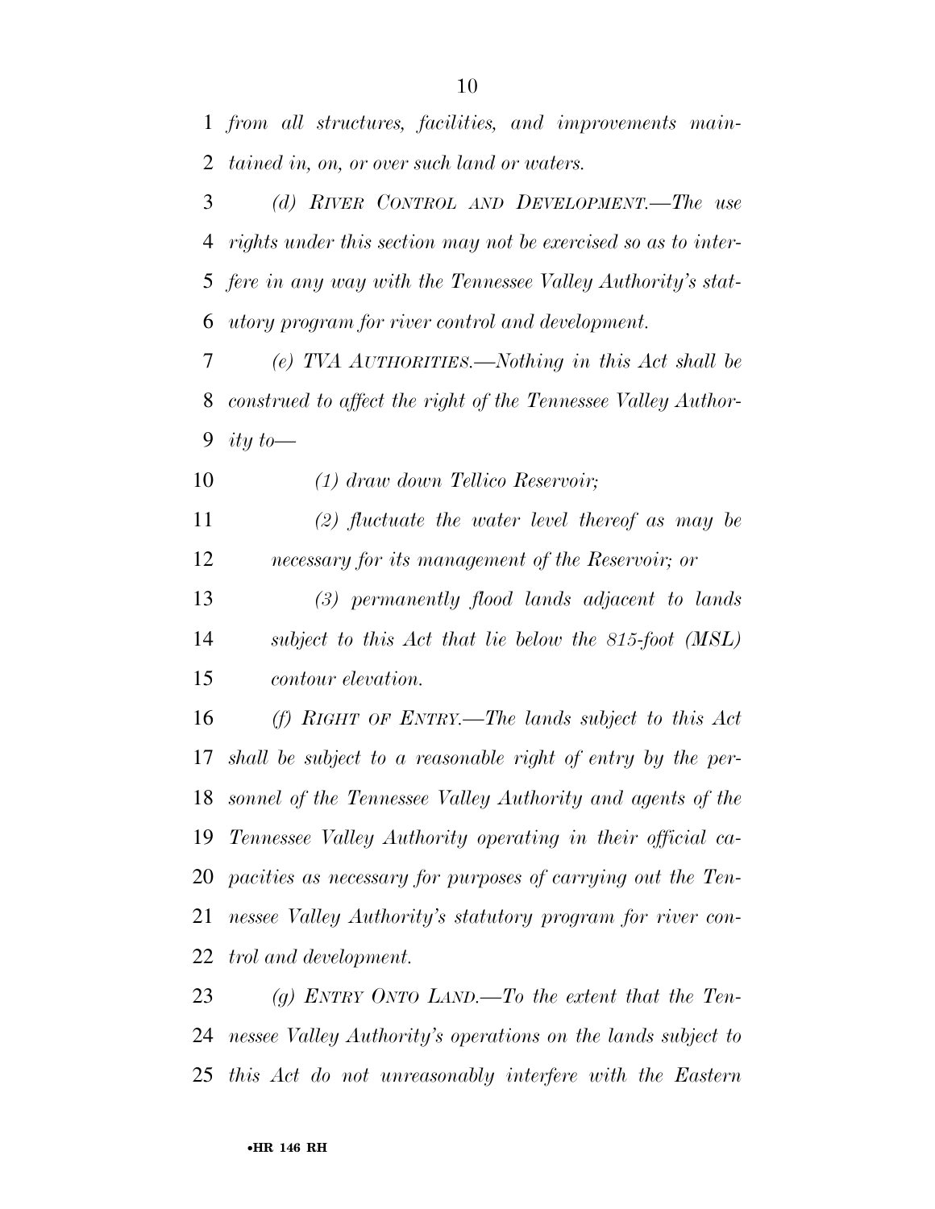*from all structures, facilities, and improvements maintained in, on, or over such land or waters.*

*(d) RIVER CONTROL AND DEVELOPMENT.—The use rights under this section may not be exercised so as to interfere in any way with the Tennessee Valley Authority's statutory program for river control and development.*

*(e) TVA AUTHORITIES.—Nothing in this Act shall be construed to affect the right of the Tennessee Valley Authority to—*

*(1) draw down Tellico Reservoir;*

*(2) fluctuate the water level thereof as may be necessary for its management of the Reservoir; or*

*(3) permanently flood lands adjacent to lands subject to this Act that lie below the 815-foot (MSL) contour elevation.*

*(f) RIGHT OF ENTRY.—The lands subject to this Act shall be subject to a reasonable right of entry by the personnel of the Tennessee Valley Authority and agents of the Tennessee Valley Authority operating in their official capacities as necessary for purposes of carrying out the Tennessee Valley Authority's statutory program for river control and development.*

*(g) ENTRY ONTO LAND.—To the extent that the Tennessee Valley Authority's operations on the lands subject to this Act do not unreasonably interfere with the Eastern*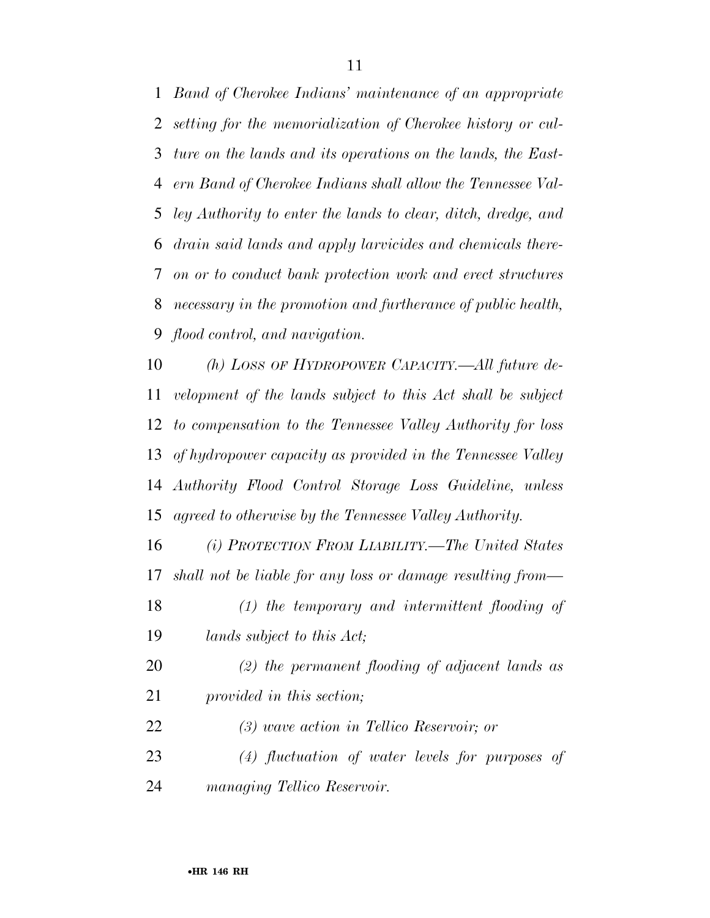*Band of Cherokee Indians' maintenance of an appropriate setting for the memorialization of Cherokee history or culture on the lands and its operations on the lands, the Eastern Band of Cherokee Indians shall allow the Tennessee Valley Authority to enter the lands to clear, ditch, dredge, and drain said lands and apply larvicides and chemicals thereon or to conduct bank protection work and erect structures necessary in the promotion and furtherance of public health, flood control, and navigation.*

*(h) LOSS OF HYDROPOWER CAPACITY.—All future development of the lands subject to this Act shall be subject to compensation to the Tennessee Valley Authority for loss of hydropower capacity as provided in the Tennessee Valley Authority Flood Control Storage Loss Guideline, unless agreed to otherwise by the Tennessee Valley Authority.*

*(i) PROTECTION FROM LIABILITY.—The United States shall not be liable for any loss or damage resulting from—*

*(1) the temporary and intermittent flooding of lands subject to this Act;*

*(2) the permanent flooding of adjacent lands as provided in this section;*

*(3) wave action in Tellico Reservoir; or*

*(4) fluctuation of water levels for purposes of managing Tellico Reservoir.*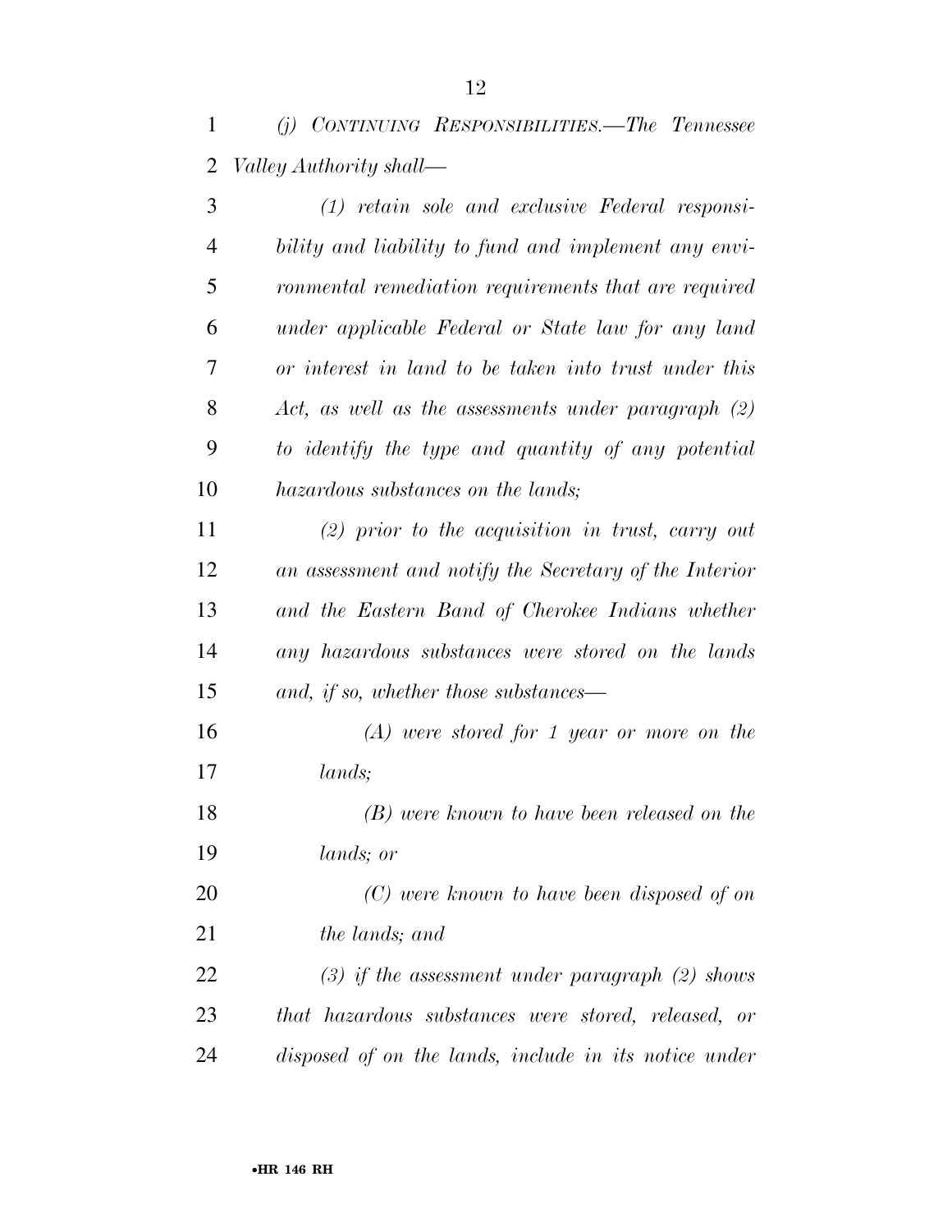*(j) CONTINUING RESPONSIBILITIES.—The Tennessee Valley Authority shall—*

*(1) retain sole and exclusive Federal responsibility and liability to fund and implement any environmental remediation requirements that are required under applicable Federal or State law for any land or interest in land to be taken into trust under this Act, as well as the assessments under paragraph (2) to identify the type and quantity of any potential hazardous substances on the lands;*

*(2) prior to the acquisition in trust, carry out an assessment and notify the Secretary of the Interior and the Eastern Band of Cherokee Indians whether any hazardous substances were stored on the lands and, if so, whether those substances—*

*(A) were stored for 1 year or more on the lands;*

*(B) were known to have been released on the lands; or*

*(C) were known to have been disposed of on the lands; and*

*(3) if the assessment under paragraph (2) shows that hazardous substances were stored, released, or disposed of on the lands, include in its notice under*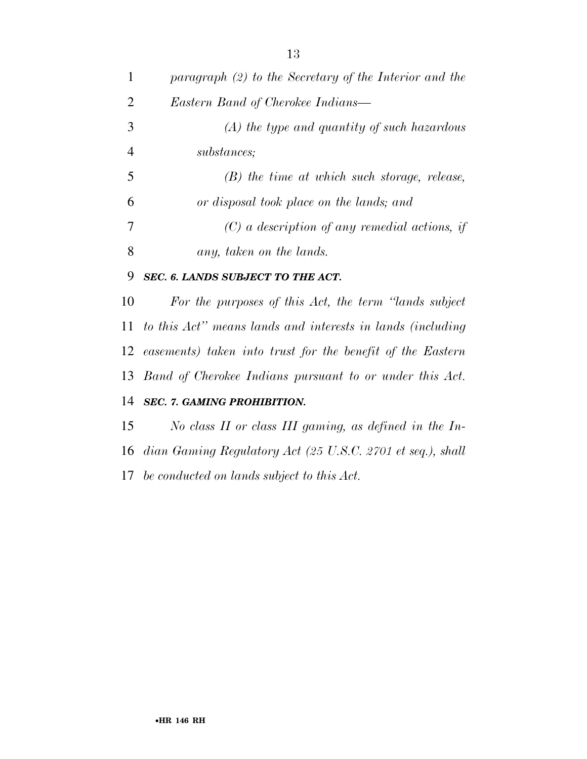*paragraph (2) to the Secretary of the Interior and the Eastern Band of Cherokee Indians—*

*(A) the type and quantity of such hazardous substances;*

*(B) the time at which such storage, release, or disposal took place on the lands; and*

*(C) a description of any remedial actions, if any, taken on the lands.*

***SEC. 6. LANDS SUBJECT TO THE ACT.***

*For the purposes of this Act, the term "lands subject to this Act" means lands and interests in lands (including easements) taken into trust for the benefit of the Eastern Band of Cherokee Indians pursuant to or under this Act.*

***SEC. 7. GAMING PROHIBITION.***

*No class II or class III gaming, as defined in the Indian Gaming Regulatory Act (25 U.S.C. 2701 et seq.), shall be conducted on lands subject to this Act.*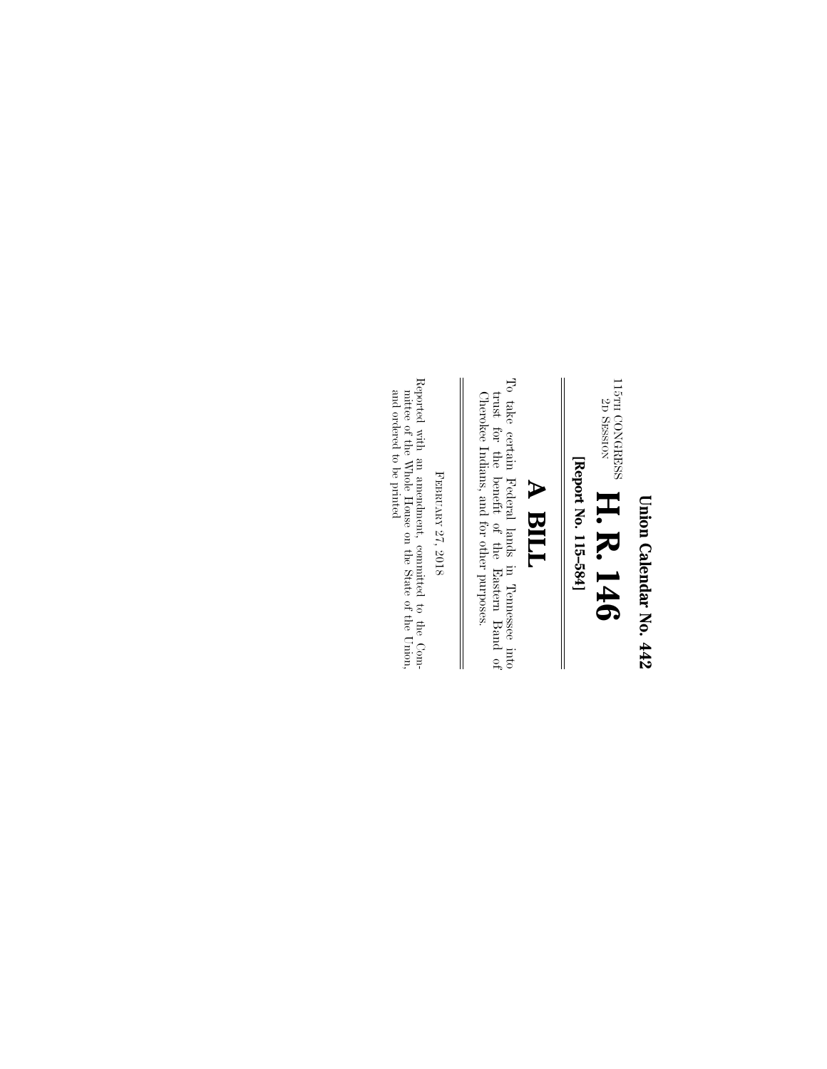# Union Calendar No. 442

115TH CONGRESS
2D SESSION

# H. R. 146

**[Report No. 115–584]**

---

# A BILL

To take certain Federal lands in Tennessee into trust for the benefit of the Eastern Band of Cherokee Indians, and for other purposes.

---

FEBRUARY 27, 2018

Reported with an amendment, committed to the Committee of the Whole House on the State of the Union, and ordered to be printed